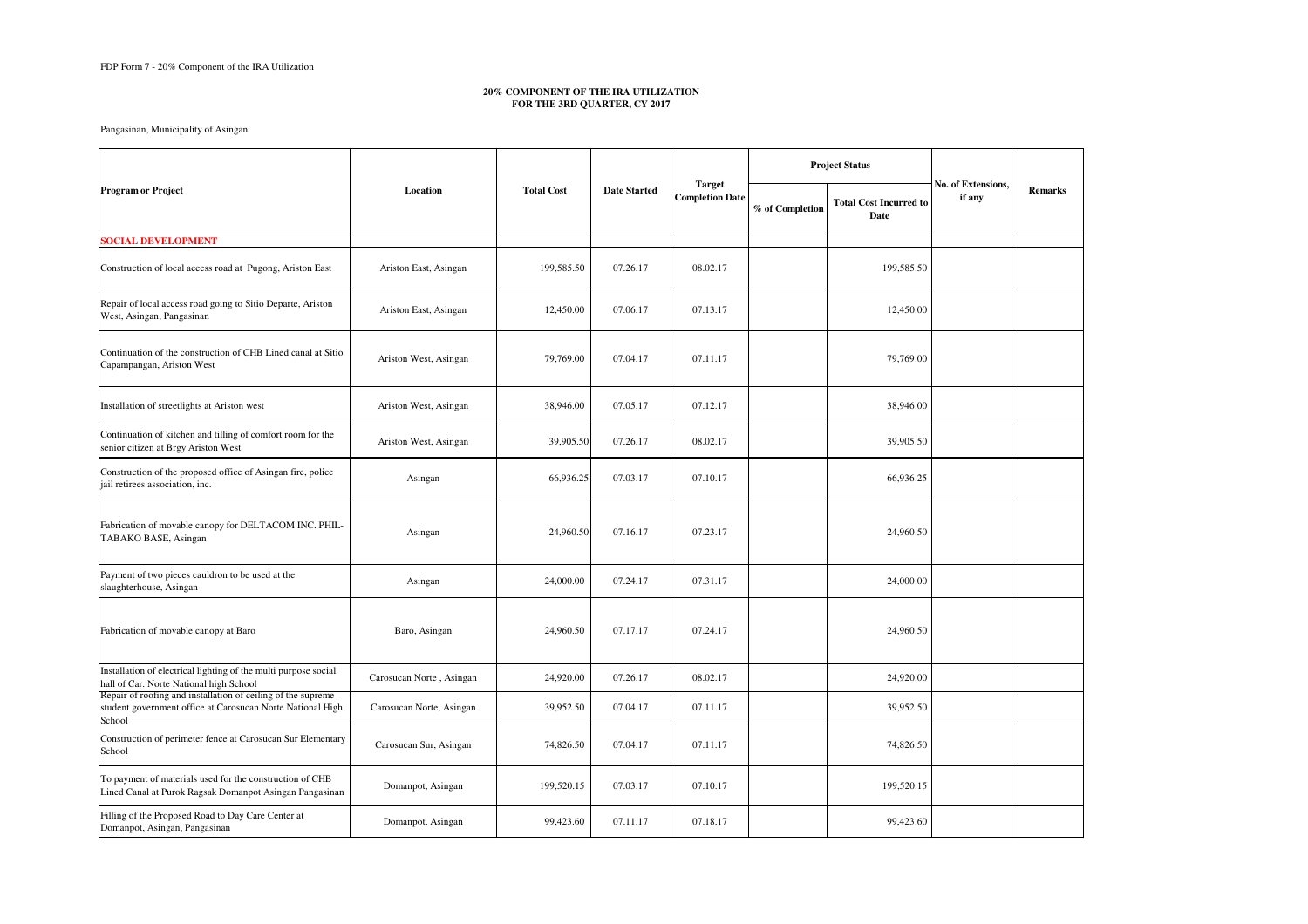FDP Form 7 - 20% Component of the IRA Utilization

**20% COMPONENT OF THE IRA UTILIZATION**
**FOR THE 3RD QUARTER, CY 2017**

Pangasinan, Municipality of Asingan

| Program or Project | Location | Total Cost | Date Started | Target Completion Date | Project Status | | No. of Extensions, if any | Remarks |
|---|---|---|---|---|---|---|---|---|
| | | | | | % of Completion | Total Cost Incurred to Date | | |
| **SOCIAL DEVELOPMENT** | | | | | | | | |
| Construction of local access road at Pugong, Ariston East | Ariston East, Asingan | 199,585.50 | 07.26.17 | 08.02.17 | | 199,585.50 | | |
| Repair of local access road going to Sitio Departe, Ariston West, Asingan, Pangasinan | Ariston East, Asingan | 12,450.00 | 07.06.17 | 07.13.17 | | 12,450.00 | | |
| Continuation of the construction of CHB Lined canal at Sitio Capampangan, Ariston West | Ariston West, Asingan | 79,769.00 | 07.04.17 | 07.11.17 | | 79,769.00 | | |
| Installation of streetlights at Ariston west | Ariston West, Asingan | 38,946.00 | 07.05.17 | 07.12.17 | | 38,946.00 | | |
| Continuation of kitchen and tilling of comfort room for the senior citizen at Brgy Ariston West | Ariston West, Asingan | 39,905.50 | 07.26.17 | 08.02.17 | | 39,905.50 | | |
| Construction of the proposed office of Asingan fire, police jail retirees association, inc. | Asingan | 66,936.25 | 07.03.17 | 07.10.17 | | 66,936.25 | | |
| Fabrication of movable canopy for DELTACOM INC. PHIL-TABAKO BASE, Asingan | Asingan | 24,960.50 | 07.16.17 | 07.23.17 | | 24,960.50 | | |
| Payment of two pieces cauldron to be used at the slaughterhouse, Asingan | Asingan | 24,000.00 | 07.24.17 | 07.31.17 | | 24,000.00 | | |
| Fabrication of movable canopy at Baro | Baro, Asingan | 24,960.50 | 07.17.17 | 07.24.17 | | 24,960.50 | | |
| Installation of electrical lighting of the multi purpose social hall of Car. Norte National high School | Carosucan Norte , Asingan | 24,920.00 | 07.26.17 | 08.02.17 | | 24,920.00 | | |
| Repair of roofing and installation of ceiling of the supreme student government office at Carosucan Norte National High School | Carosucan Norte, Asingan | 39,952.50 | 07.04.17 | 07.11.17 | | 39,952.50 | | |
| Construction of perimeter fence at Carosucan Sur Elementary School | Carosucan Sur, Asingan | 74,826.50 | 07.04.17 | 07.11.17 | | 74,826.50 | | |
| To payment of materials used for the construction of CHB Lined Canal at Purok Ragsak Domanpot Asingan Pangasinan | Domanpot, Asingan | 199,520.15 | 07.03.17 | 07.10.17 | | 199,520.15 | | |
| Filling of the Proposed Road to Day Care Center at Domanpot, Asingan, Pangasinan | Domanpot, Asingan | 99,423.60 | 07.11.17 | 07.18.17 | | 99,423.60 | | |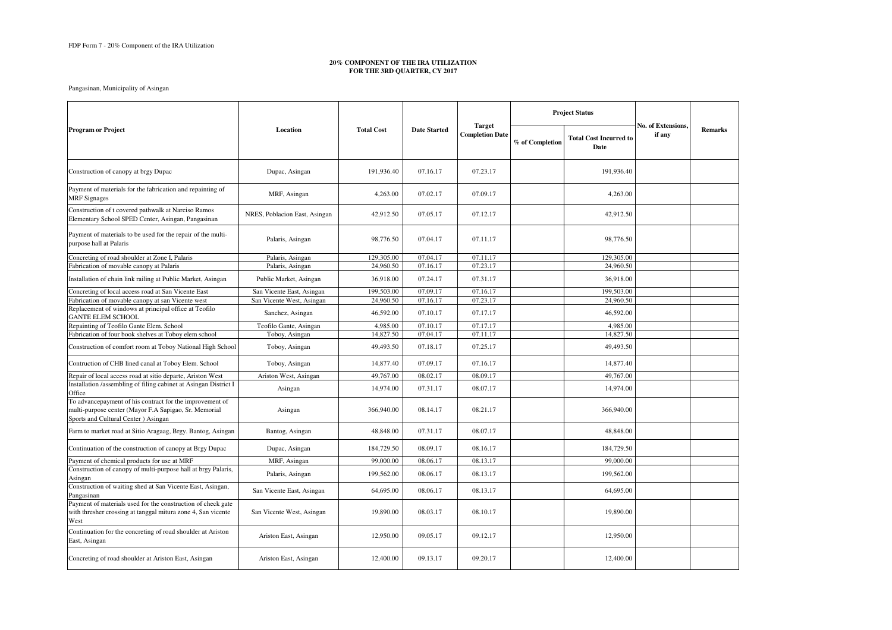FDP Form 7 - 20% Component of the IRA Utilization

**20% COMPONENT OF THE IRA UTILIZATION**
**FOR THE 3RD QUARTER, CY 2017**

Pangasinan, Municipality of Asingan

| Program or Project | Location | Total Cost | Date Started | Target Completion Date | Project Status | | No. of Extensions, if any | Remarks |
|---|---|---|---|---|---|---|---|---|
| | | | | | % of Completion | Total Cost Incurred to Date | | |
| Construction of canopy at brgy Dupac | Dupac, Asingan | 191,936.40 | 07.16.17 | 07.23.17 | | 191,936.40 | | |
| Payment of materials for the fabrication and repainting of MRF Signages | MRF, Asingan | 4,263.00 | 07.02.17 | 07.09.17 | | 4,263.00 | | |
| Construction of t covered pathwalk at Narciso Ramos Elementary School SPED Center, Asingan, Pangasinan | NRES, Poblacion East, Asingan | 42,912.50 | 07.05.17 | 07.12.17 | | 42,912.50 | | |
| Payment of materials to be used for the repair of the multi-purpose hall at Palaris | Palaris, Asingan | 98,776.50 | 07.04.17 | 07.11.17 | | 98,776.50 | | |
| Concreting of road shoulder at Zone I, Palaris | Palaris, Asingan | 129,305.00 | 07.04.17 | 07.11.17 | | 129,305.00 | | |
| Fabrication of movable canopy at Palaris | Palaris, Asingan | 24,960.50 | 07.16.17 | 07.23.17 | | 24,960.50 | | |
| Installation of chain link railing at Public Market, Asingan | Public Market, Asingan | 36,918.00 | 07.24.17 | 07.31.17 | | 36,918.00 | | |
| Concreting of local access road at San Vicente East | San Vicente East, Asingan | 199,503.00 | 07.09.17 | 07.16.17 | | 199,503.00 | | |
| Fabrication of movable canopy at san Vicente west | San Vicente West, Asingan | 24,960.50 | 07.16.17 | 07.23.17 | | 24,960.50 | | |
| Replacement of windows at principal office at Teofilo GANTE ELEM SCHOOL | Sanchez, Asingan | 46,592.00 | 07.10.17 | 07.17.17 | | 46,592.00 | | |
| Repainting of Teofilo Gante Elem. School | Teofilo Gante, Asingan | 4,985.00 | 07.10.17 | 07.17.17 | | 4,985.00 | | |
| Fabrication of four book shelves at Toboy elem school | Toboy, Asingan | 14,827.50 | 07.04.17 | 07.11.17 | | 14,827.50 | | |
| Construction of comfort room at Toboy National High School | Toboy, Asingan | 49,493.50 | 07.18.17 | 07.25.17 | | 49,493.50 | | |
| Contruction of CHB lined canal at Toboy Elem. School | Toboy, Asingan | 14,877.40 | 07.09.17 | 07.16.17 | | 14,877.40 | | |
| Repair of local access road at sitio departe, Ariston West | Ariston West, Asingan | 49,767.00 | 08.02.17 | 08.09.17 | | 49,767.00 | | |
| Installation /assembling of filing cabinet at Asingan District I Office | Asingan | 14,974.00 | 07.31.17 | 08.07.17 | | 14,974.00 | | |
| To advancepayment of his contract for the improvement of multi-purpose center (Mayor F.A Sapigao, Sr. Memorial Sports and Cultural Center ) Asingan | Asingan | 366,940.00 | 08.14.17 | 08.21.17 | | 366,940.00 | | |
| Farm to market road at Sitio Aragaag, Brgy. Bantog, Asingan | Bantog, Asingan | 48,848.00 | 07.31.17 | 08.07.17 | | 48,848.00 | | |
| Continuation of the construction of canopy at Brgy Dupac | Dupac, Asingan | 184,729.50 | 08.09.17 | 08.16.17 | | 184,729.50 | | |
| Payment of chemical products for use at MRF | MRF, Asingan | 99,000.00 | 08.06.17 | 08.13.17 | | 99,000.00 | | |
| Construction of canopy of multi-purpose hall at brgy Palaris, Asingan | Palaris, Asingan | 199,562.00 | 08.06.17 | 08.13.17 | | 199,562.00 | | |
| Construction of waiting shed at San Vicente East, Asingan, Pangasinan | San Vicente East, Asingan | 64,695.00 | 08.06.17 | 08.13.17 | | 64,695.00 | | |
| Payment of materials used for the construction of check gate with thresher crossing at tanggal mitura zone 4, San vicente West | San Vicente West, Asingan | 19,890.00 | 08.03.17 | 08.10.17 | | 19,890.00 | | |
| Continuation for the concreting of road shoulder at Ariston East, Asingan | Ariston East, Asingan | 12,950.00 | 09.05.17 | 09.12.17 | | 12,950.00 | | |
| Concreting of road shoulder at Ariston East, Asingan | Ariston East, Asingan | 12,400.00 | 09.13.17 | 09.20.17 | | 12,400.00 | | |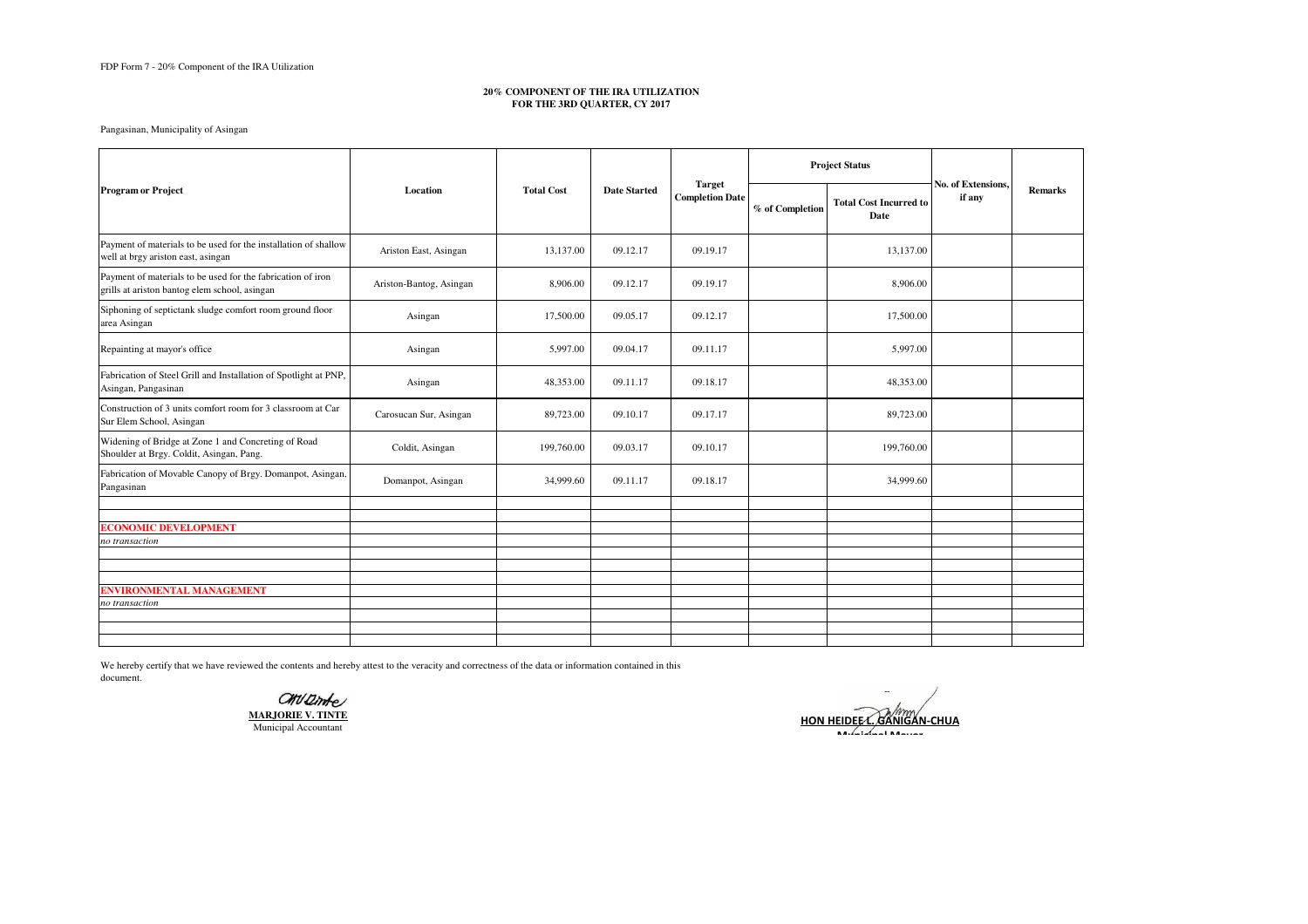FDP Form 7 - 20% Component of the IRA Utilization

**20% COMPONENT OF THE IRA UTILIZATION**
**FOR THE 3RD QUARTER, CY 2017**

Pangasinan, Municipality of Asingan

| Program or Project | Location | Total Cost | Date Started | Target Completion Date | Project Status | | No. of Extensions, if any | Remarks |
|---|---|---|---|---|---|---|---|---|
| | | | | | % of Completion | Total Cost Incurred to Date | | |
| Payment of materials to be used for the installation of shallow well at brgy ariston east, asingan | Ariston East, Asingan | 13,137.00 | 09.12.17 | 09.19.17 | | 13,137.00 | | |
| Payment of materials to be used for the fabrication of iron grills at ariston bantog elem school, asingan | Ariston-Bantog, Asingan | 8,906.00 | 09.12.17 | 09.19.17 | | 8,906.00 | | |
| Siphoning of septictank sludge comfort room ground floor area Asingan | Asingan | 17,500.00 | 09.05.17 | 09.12.17 | | 17,500.00 | | |
| Repainting at mayor's office | Asingan | 5,997.00 | 09.04.17 | 09.11.17 | | 5,997.00 | | |
| Fabrication of Steel Grill and Installation of Spotlight at PNP, Asingan, Pangasinan | Asingan | 48,353.00 | 09.11.17 | 09.18.17 | | 48,353.00 | | |
| Construction of 3 units comfort room for 3 classroom at Car Sur Elem School, Asingan | Carosucan Sur, Asingan | 89,723.00 | 09.10.17 | 09.17.17 | | 89,723.00 | | |
| Widening of Bridge at Zone 1 and Concreting of Road Shoulder at Brgy. Coldit, Asingan, Pang. | Coldit, Asingan | 199,760.00 | 09.03.17 | 09.10.17 | | 199,760.00 | | |
| Fabrication of Movable Canopy of Brgy. Domanpot, Asingan, Pangasinan | Domanpot, Asingan | 34,999.60 | 09.11.17 | 09.18.17 | | 34,999.60 | | |
| | | | | | | | | |
| | | | | | | | | |
| **ECONOMIC DEVELOPMENT** | | | | | | | | |
| *no transaction* | | | | | | | | |
| | | | | | | | | |
| | | | | | | | | |
| | | | | | | | | |
| **ENVIRONMENTAL MANAGEMENT** | | | | | | | | |
| *no transaction* | | | | | | | | |
| | | | | | | | | |
| | | | | | | | | |
| | | | | | | | | |

We hereby certify that we have reviewed the contents and hereby attest to the veracity and correctness of the data or information contained in this document.

**MARJORIE V. TINTE**
Municipal Accountant

**HON HEIDEE L. GANIGAN-CHUA**
Municipal Mayor